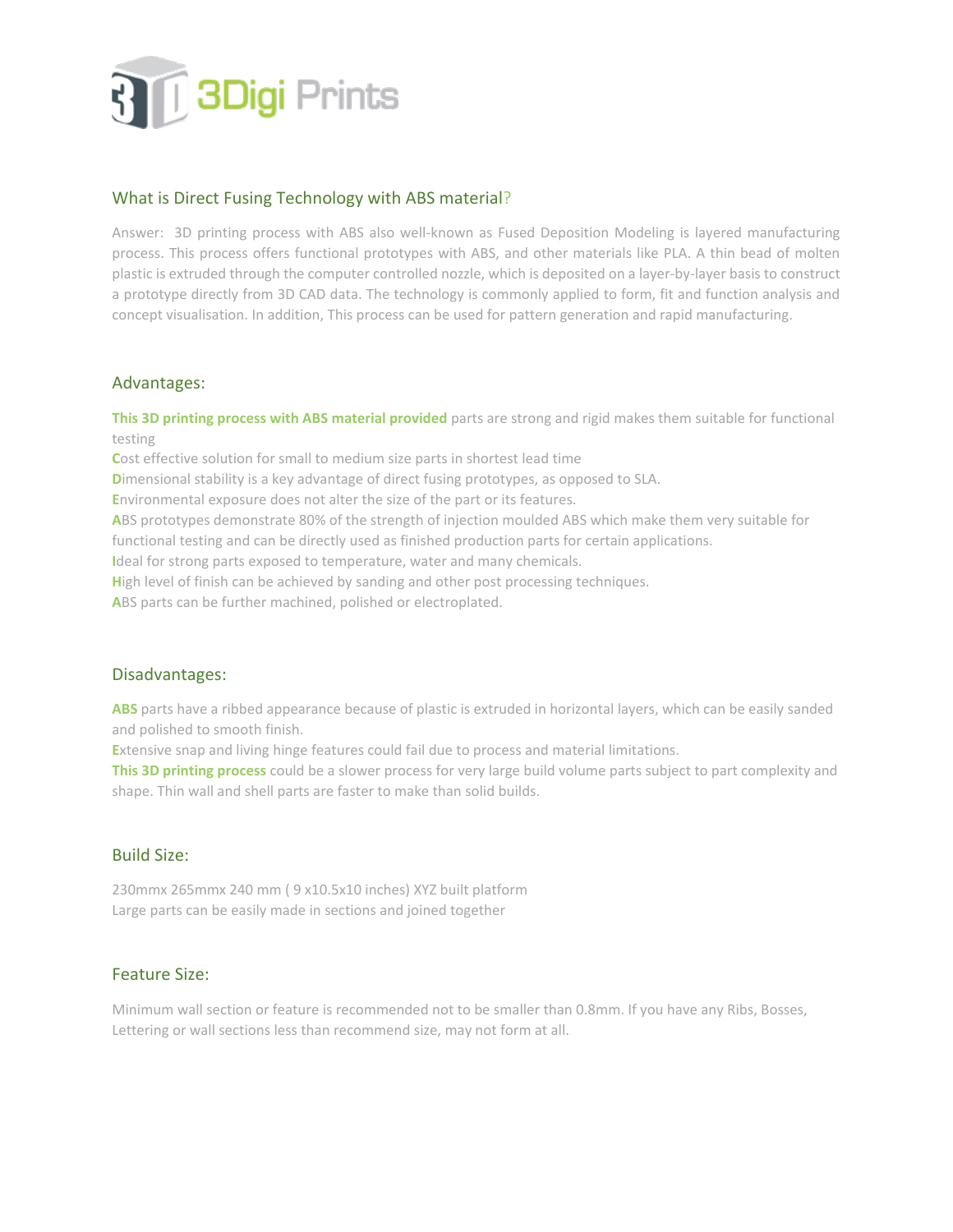3Digi Prints

## What is Direct Fusing Technology with ABS material?

Answer: 3D printing process with ABS also well-known as Fused Deposition Modeling is layered manufacturing process. This process offers functional prototypes with ABS, and other materials like PLA. A thin bead of molten plastic is extruded through the computer controlled nozzle, which is deposited on a layer-by-layer basis to construct a prototype directly from 3D CAD data. The technology is commonly applied to form, fit and function analysis and concept visualisation. In addition, This process can be used for pattern generation and rapid manufacturing.

## Advantages:

**This 3D printing process with ABS material provided** parts are strong and rigid makes them suitable for functional testing
**C**ost effective solution for small to medium size parts in shortest lead time
**D**imensional stability is a key advantage of direct fusing prototypes, as opposed to SLA.
**E**nvironmental exposure does not alter the size of the part or its features.
**A**BS prototypes demonstrate 80% of the strength of injection moulded ABS which make them very suitable for functional testing and can be directly used as finished production parts for certain applications.
**I**deal for strong parts exposed to temperature, water and many chemicals.
**H**igh level of finish can be achieved by sanding and other post processing techniques.
**A**BS parts can be further machined, polished or electroplated.

## Disadvantages:

**ABS** parts have a ribbed appearance because of plastic is extruded in horizontal layers, which can be easily sanded and polished to smooth finish.
**E**xtensive snap and living hinge features could fail due to process and material limitations.
**This 3D printing process** could be a slower process for very large build volume parts subject to part complexity and shape. Thin wall and shell parts are faster to make than solid builds.

## Build Size:

230mmx 265mmx 240 mm ( 9 x10.5x10 inches) XYZ built platform
Large parts can be easily made in sections and joined together

## Feature Size:

Minimum wall section or feature is recommended not to be smaller than 0.8mm. If you have any Ribs, Bosses, Lettering or wall sections less than recommend size, may not form at all.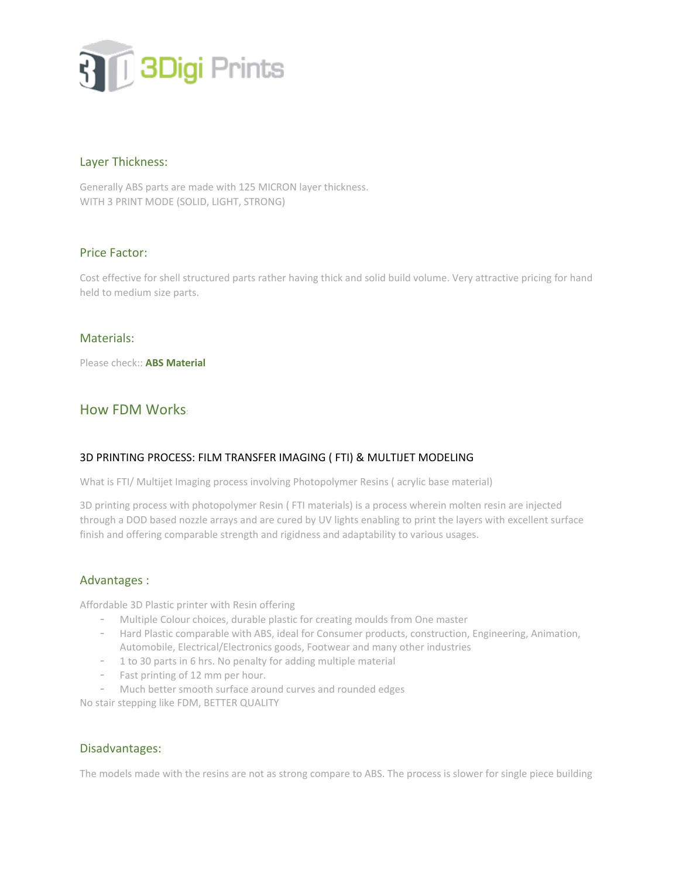## Layer Thickness:

Generally ABS parts are made with 125 MICRON layer thickness.
WITH 3 PRINT MODE (SOLID, LIGHT, STRONG)

## Price Factor:

Cost effective for shell structured parts rather having thick and solid build volume. Very attractive pricing for hand held to medium size parts.

## Materials:

Please check:: **ABS Material**

## How FDM Works:

### 3D PRINTING PROCESS: FILM TRANSFER IMAGING ( FTI) & MULTIJET MODELING

What is FTI/ Multijet Imaging process involving Photopolymer Resins ( acrylic base material)

3D printing process with photopolymer Resin ( FTI materials) is a process wherein molten resin are injected through a DOD based nozzle arrays and are cured by UV lights enabling to print the layers with excellent surface finish and offering comparable strength and rigidness and adaptability to various usages.

## Advantages :

Affordable 3D Plastic printer with Resin offering

- Multiple Colour choices, durable plastic for creating moulds from One master
- Hard Plastic comparable with ABS, ideal for Consumer products, construction, Engineering, Animation, Automobile, Electrical/Electronics goods, Footwear and many other industries
- 1 to 30 parts in 6 hrs. No penalty for adding multiple material
- Fast printing of 12 mm per hour.
- Much better smooth surface around curves and rounded edges

No stair stepping like FDM, BETTER QUALITY

## Disadvantages:

The models made with the resins are not as strong compare to ABS. The process is slower for single piece building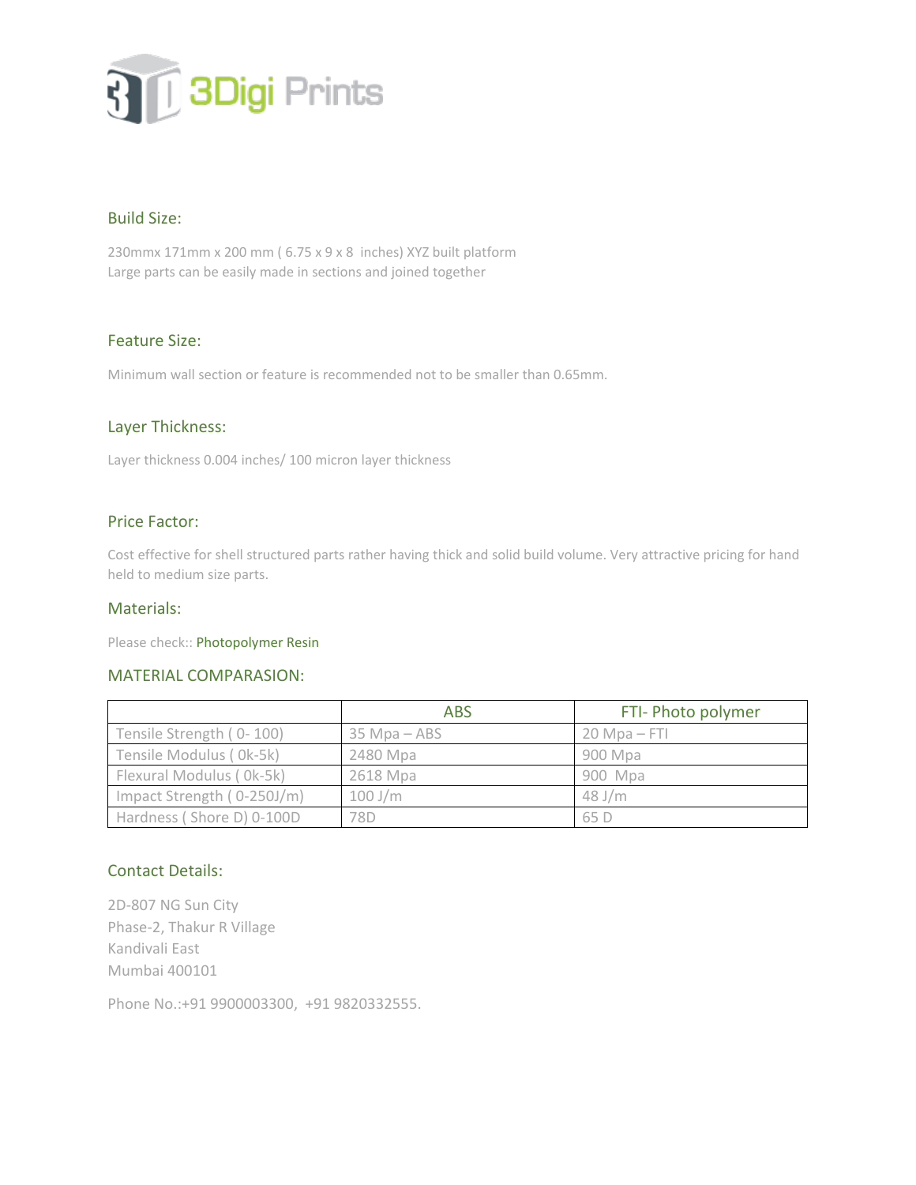3Digi Prints

## Build Size:

230mmx 171mm x 200 mm ( 6.75 x 9 x 8  inches) XYZ built platform
Large parts can be easily made in sections and joined together

## Feature Size:

Minimum wall section or feature is recommended not to be smaller than 0.65mm.

## Layer Thickness:

Layer thickness 0.004 inches/ 100 micron layer thickness

## Price Factor:

Cost effective for shell structured parts rather having thick and solid build volume. Very attractive pricing for hand held to medium size parts.

## Materials:

Please check:: Photopolymer Resin

## MATERIAL COMPARASION:

| | ABS | FTI- Photo polymer |
|---|---|---|
| Tensile Strength ( 0- 100) | 35 Mpa – ABS | 20 Mpa – FTI |
| Tensile Modulus ( 0k-5k) | 2480 Mpa | 900 Mpa |
| Flexural Modulus ( 0k-5k) | 2618 Mpa | 900  Mpa |
| Impact Strength ( 0-250J/m) | 100 J/m | 48 J/m |
| Hardness ( Shore D) 0-100D | 78D | 65 D |

## Contact Details:

2D-807 NG Sun City
Phase-2, Thakur R Village
Kandivali East
Mumbai 400101

Phone No.:+91 9900003300,  +91 9820332555.